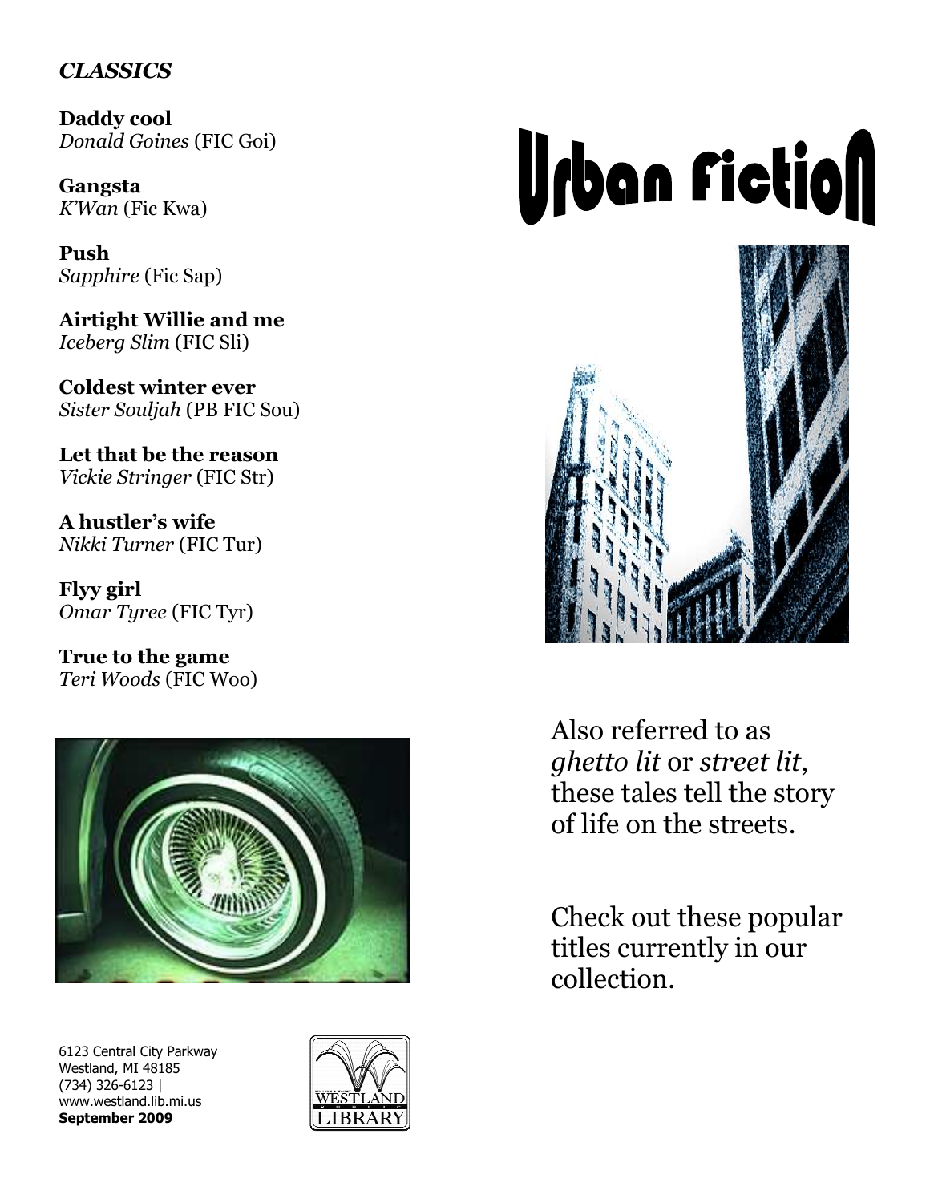***CLASSICS***

**Daddy cool**
*Donald Goines* (FIC Goi)

**Gangsta**
*K'Wan* (Fic Kwa)

**Push**
*Sapphire* (Fic Sap)

**Airtight Willie and me**
*Iceberg Slim* (FIC Sli)

**Coldest winter ever**
*Sister Souljah* (PB FIC Sou)

**Let that be the reason**
*Vickie Stringer* (FIC Str)

**A hustler's wife**
*Nikki Turner* (FIC Tur)

**Flyy girl**
*Omar Tyree* (FIC Tyr)

**True to the game**
*Teri Woods* (FIC Woo)

# Urban Fiction

Also referred to as *ghetto lit* or *street lit*, these tales tell the story of life on the streets.

Check out these popular titles currently in our collection.

6123 Central City Parkway
Westland, MI 48185
(734) 326-6123 |
www.westland.lib.mi.us
**September 2009**

WESTLAND PUBLIC LIBRARY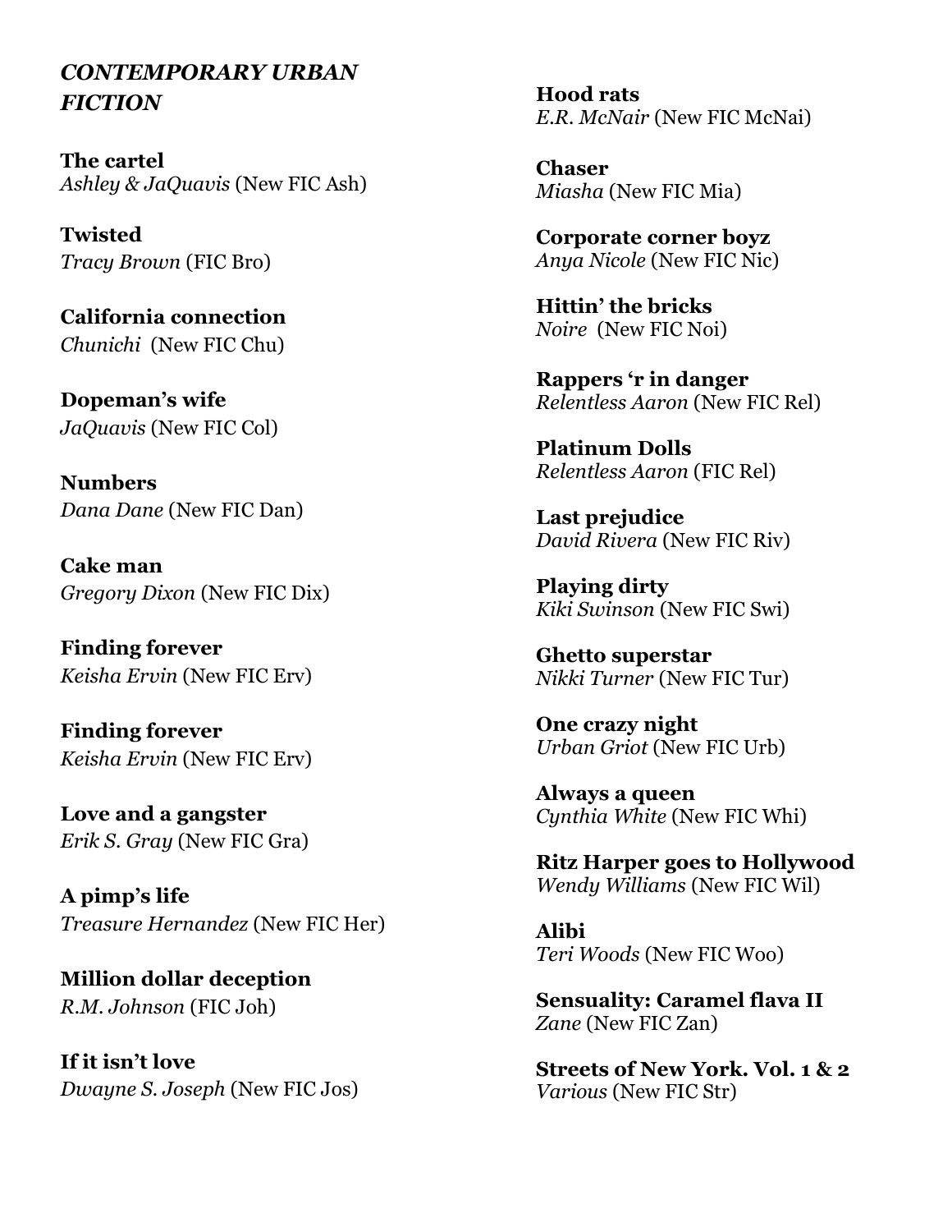## *CONTEMPORARY URBAN FICTION*

**The cartel**
*Ashley & JaQuavis* (New FIC Ash)

**Twisted**
*Tracy Brown* (FIC Bro)

**California connection**
*Chunichi* (New FIC Chu)

**Dopeman's wife**
*JaQuavis* (New FIC Col)

**Numbers**
*Dana Dane* (New FIC Dan)

**Cake man**
*Gregory Dixon* (New FIC Dix)

**Finding forever**
*Keisha Ervin* (New FIC Erv)

**Finding forever**
*Keisha Ervin* (New FIC Erv)

**Love and a gangster**
*Erik S. Gray* (New FIC Gra)

**A pimp's life**
*Treasure Hernandez* (New FIC Her)

**Million dollar deception**
*R.M. Johnson* (FIC Joh)

**If it isn't love**
*Dwayne S. Joseph* (New FIC Jos)

**Hood rats**
*E.R. McNair* (New FIC McNai)

**Chaser**
*Miasha* (New FIC Mia)

**Corporate corner boyz**
*Anya Nicole* (New FIC Nic)

**Hittin' the bricks**
*Noire* (New FIC Noi)

**Rappers 'r in danger**
*Relentless Aaron* (New FIC Rel)

**Platinum Dolls**
*Relentless Aaron* (FIC Rel)

**Last prejudice**
*David Rivera* (New FIC Riv)

**Playing dirty**
*Kiki Swinson* (New FIC Swi)

**Ghetto superstar**
*Nikki Turner* (New FIC Tur)

**One crazy night**
*Urban Griot* (New FIC Urb)

**Always a queen**
*Cynthia White* (New FIC Whi)

**Ritz Harper goes to Hollywood**
*Wendy Williams* (New FIC Wil)

**Alibi**
*Teri Woods* (New FIC Woo)

**Sensuality: Caramel flava II**
*Zane* (New FIC Zan)

**Streets of New York. Vol. 1 & 2**
*Various* (New FIC Str)